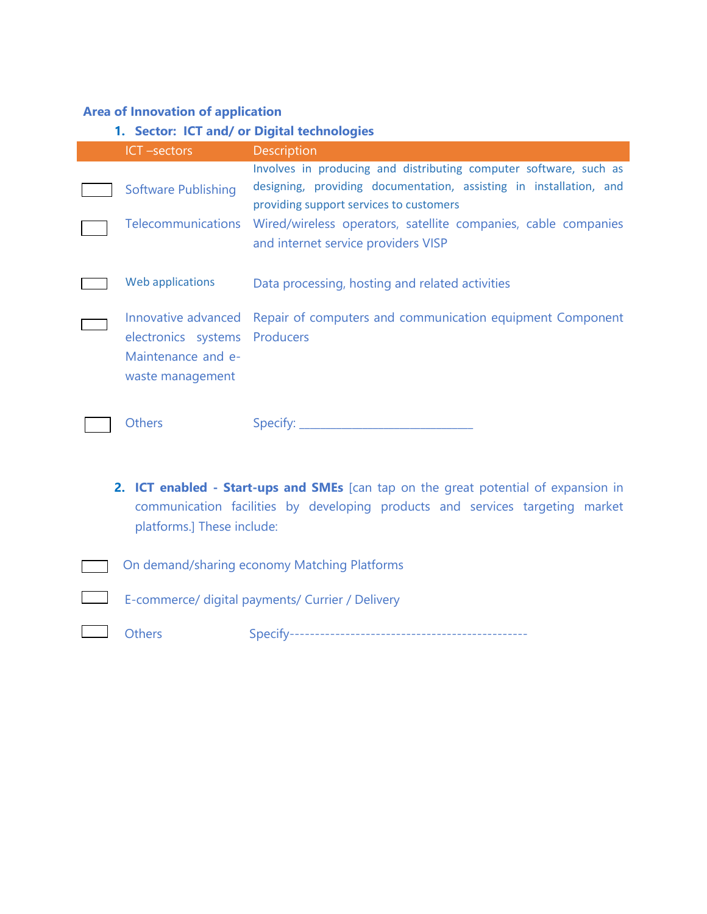**Area of Innovation of application**

1. **Sector: ICT and/ or Digital technologies**

| | ICT –sectors | Description |
|---|---|---|
| ☐ | Software Publishing | Involves in producing and distributing computer software, such as designing, providing documentation, assisting in installation, and providing support services to customers |
| ☐ | Telecommunications | Wired/wireless operators, satellite companies, cable companies and internet service providers VISP |
| ☐ | Web applications | Data processing, hosting and related activities |
| ☐ | Innovative advanced electronics systems Maintenance and e-waste management | Repair of computers and communication equipment Component Producers |
| ☐ | Others | Specify: ____________________________ |

2. **ICT enabled - Start-ups and SMEs** [can tap on the great potential of expansion in communication facilities by developing products and services targeting market platforms.] These include:

☐ On demand/sharing economy Matching Platforms

☐ E-commerce/ digital payments/ Currier / Delivery

☐ Others Specify----------------------------------------------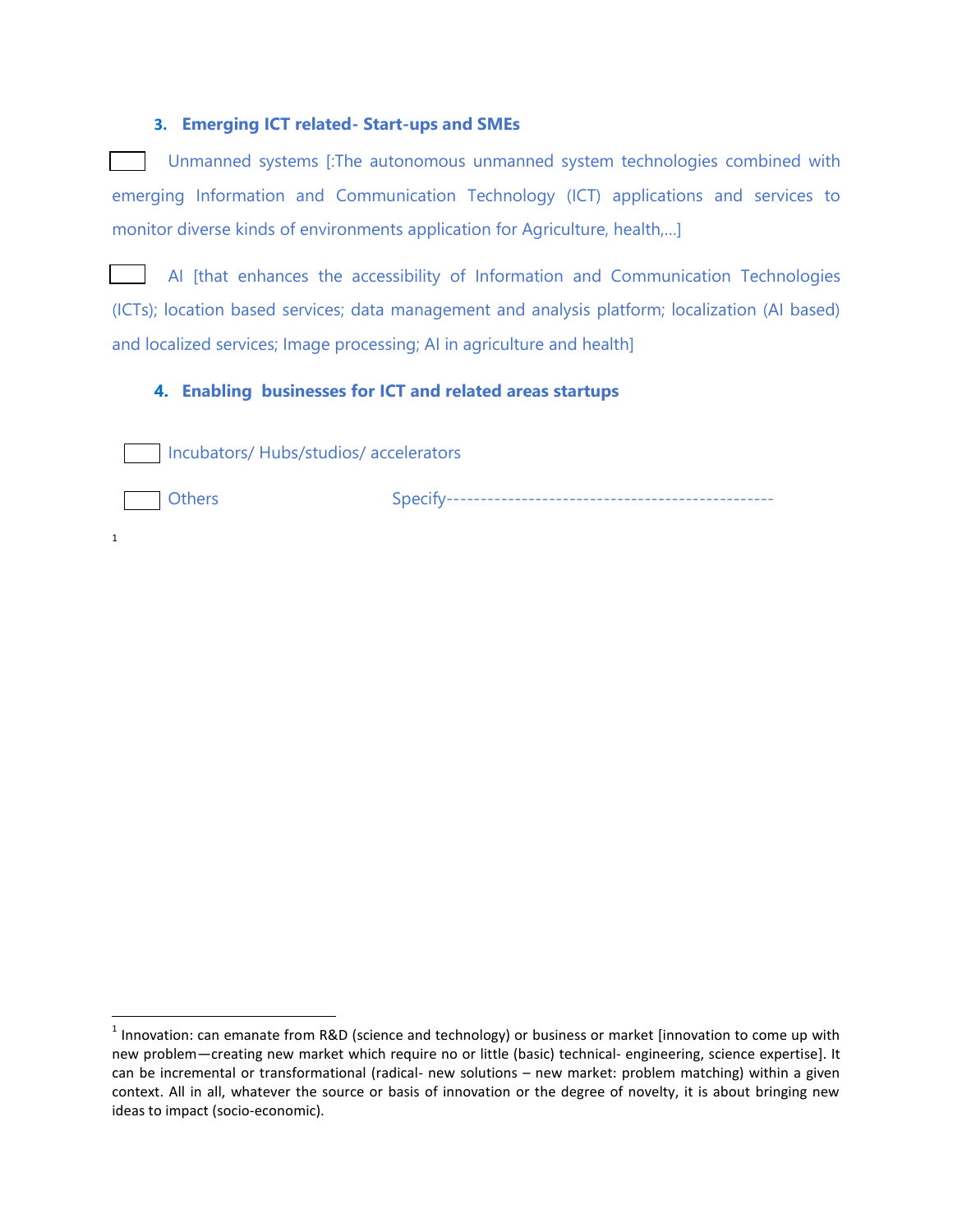### 3. Emerging ICT related- Start-ups and SMEs

☐ Unmanned systems [:The autonomous unmanned system technologies combined with emerging Information and Communication Technology (ICT) applications and services to monitor diverse kinds of environments application for Agriculture, health,...]

☐ AI [that enhances the accessibility of Information and Communication Technologies (ICTs); location based services; data management and analysis platform; localization (AI based) and localized services; Image processing; AI in agriculture and health]

### 4. Enabling businesses for ICT and related areas startups

☐ Incubators/ Hubs/studios/ accelerators

☐ Others Specify-----------------------------------------------

[1]

---

[1] Innovation: can emanate from R&D (science and technology) or business or market [innovation to come up with new problem—creating new market which require no or little (basic) technical- engineering, science expertise]. It can be incremental or transformational (radical- new solutions – new market: problem matching) within a given context. All in all, whatever the source or basis of innovation or the degree of novelty, it is about bringing new ideas to impact (socio-economic).